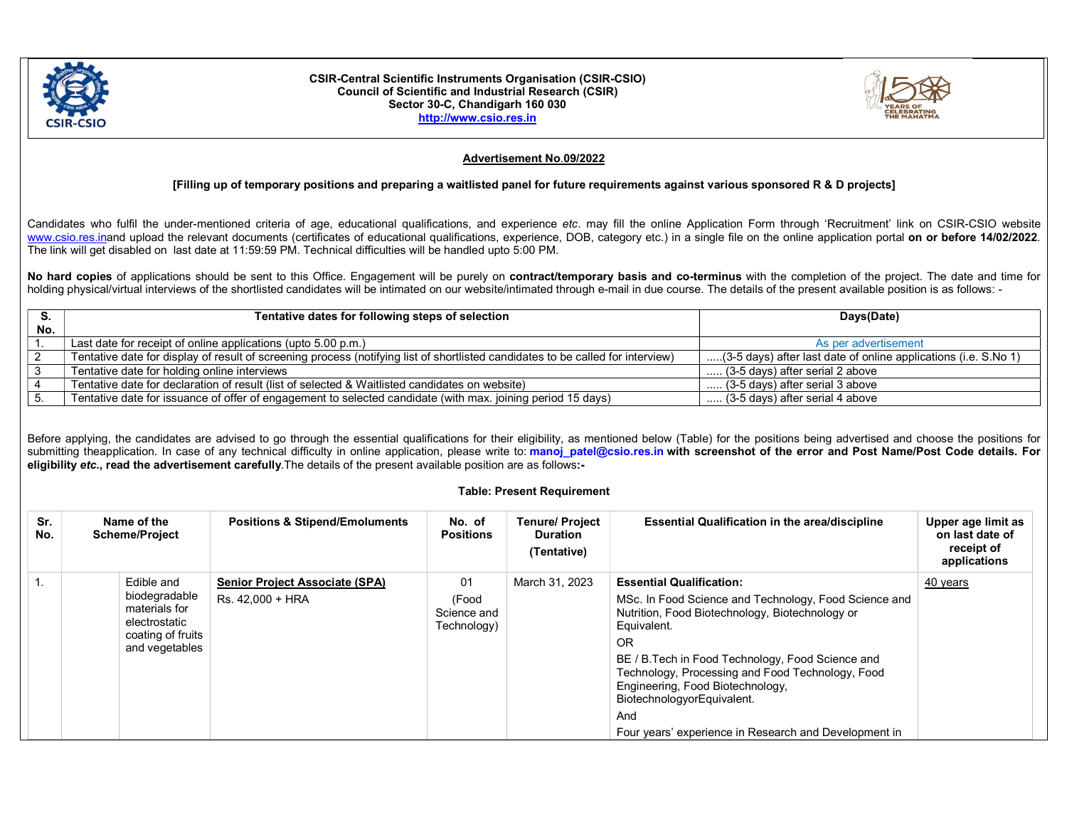**CSIR-Central Scientific Instruments Organisation (CSIR-CSIO)**
**Council of Scientific and Industrial Research (CSIR)**
**Sector 30-C, Chandigarh 160 030**
**http://www.csio.res.in**

## Advertisement No.09/2022

**[Filling up of temporary positions and preparing a waitlisted panel for future requirements against various sponsored R & D projects]**

Candidates who fulfil the under-mentioned criteria of age, educational qualifications, and experience *etc*. may fill the online Application Form through 'Recruitment' link on CSIR-CSIO website www.csio.res.inand upload the relevant documents (certificates of educational qualifications, experience, DOB, category etc.) in a single file on the online application portal **on or before 14/02/2022**. The link will get disabled on last date at 11:59:59 PM. Technical difficulties will be handled upto 5:00 PM.

**No hard copies** of applications should be sent to this Office. Engagement will be purely on **contract/temporary basis and co-terminus** with the completion of the project. The date and time for holding physical/virtual interviews of the shortlisted candidates will be intimated on our website/intimated through e-mail in due course. The details of the present available position is as follows: -

| S. No. | Tentative dates for following steps of selection | Days(Date) |
|---|---|---|
| 1. | Last date for receipt of online applications (upto 5.00 p.m.) | As per advertisement |
| 2 | Tentative date for display of result of screening process (notifying list of shortlisted candidates to be called for interview) | .....(3-5 days) after last date of online applications (i.e. S.No 1) |
| 3 | Tentative date for holding online interviews | ..... (3-5 days) after serial 2 above |
| 4 | Tentative date for declaration of result (list of selected & Waitlisted candidates on website) | ..... (3-5 days) after serial 3 above |
| 5. | Tentative date for issuance of offer of engagement to selected candidate (with max. joining period 15 days) | ..... (3-5 days) after serial 4 above |

Before applying, the candidates are advised to go through the essential qualifications for their eligibility, as mentioned below (Table) for the positions being advertised and choose the positions for submitting theapplication. In case of any technical difficulty in online application, please write to: **manoj_patel@csio.res.in with screenshot of the error and Post Name/Post Code details. For eligibility *etc*., read the advertisement carefully**.The details of the present available position are as follows**:-**

**Table: Present Requirement**

| Sr. No. | Name of the Scheme/Project | | Positions & Stipend/Emoluments | No. of Positions | Tenure/ Project Duration (Tentative) | Essential Qualification in the area/discipline | Upper age limit as on last date of receipt of applications |
|---|---|---|---|---|---|---|---|
| 1. | | Edible and biodegradable materials for electrostatic coating of fruits and vegetables | **Senior Project Associate (SPA)**<br>Rs. 42,000 + HRA | 01<br>(Food Science and Technology) | March 31, 2023 | **Essential Qualification:**<br>MSc. In Food Science and Technology, Food Science and Nutrition, Food Biotechnology, Biotechnology or Equivalent.<br>OR<br>BE / B.Tech in Food Technology, Food Science and Technology, Processing and Food Technology, Food Engineering, Food Biotechnology, BiotechnologyorEquivalent.<br>And<br>Four years' experience in Research and Development in | 40 years |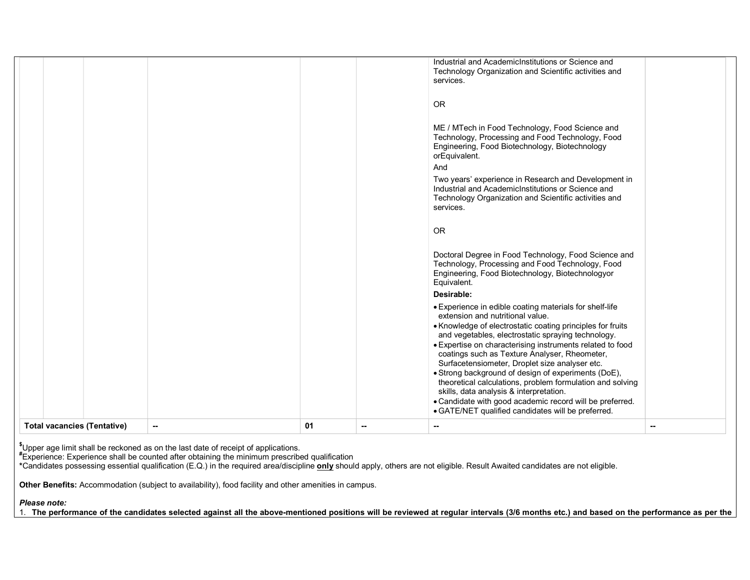| | | | | | | | |
|---|---|---|---|---|---|---|---|
| | | | | | | Industrial and AcademicInstitutions or Science and Technology Organization and Scientific activities and services.<br><br>OR<br><br>ME / MTech in Food Technology, Food Science and Technology, Processing and Food Technology, Food Engineering, Food Biotechnology, Biotechnology orEquivalent.<br>And<br>Two years' experience in Research and Development in Industrial and AcademicInstitutions or Science and Technology Organization and Scientific activities and services.<br><br>OR<br><br>Doctoral Degree in Food Technology, Food Science and Technology, Processing and Food Technology, Food Engineering, Food Biotechnology, Biotechnologyor Equivalent.<br>**Desirable:**<br>• Experience in edible coating materials for shelf-life extension and nutritional value.<br>• Knowledge of electrostatic coating principles for fruits and vegetables, electrostatic spraying technology.<br>• Expertise on characterising instruments related to food coatings such as Texture Analyser, Rheometer, Surfacetensiometer, Droplet size analyser etc.<br>• Strong background of design of experiments (DoE), theoretical calculations, problem formulation and solving skills, data analysis & interpretation.<br>• Candidate with good academic record will be preferred.<br>• GATE/NET qualified candidates will be preferred. | |
| **Total vacancies (Tentative)** | | | -- | 01 | -- | -- | -- |

[$]Upper age limit shall be reckoned as on the last date of receipt of applications.
[#]Experience: Experience shall be counted after obtaining the minimum prescribed qualification
*Candidates possessing essential qualification (E.Q.) in the required area/discipline **only** should apply, others are not eligible. Result Awaited candidates are not eligible.

**Other Benefits:** Accommodation (subject to availability), food facility and other amenities in campus.

***Please note:***

1. **The performance of the candidates selected against all the above-mentioned positions will be reviewed at regular intervals (3/6 months etc.) and based on the performance as per the**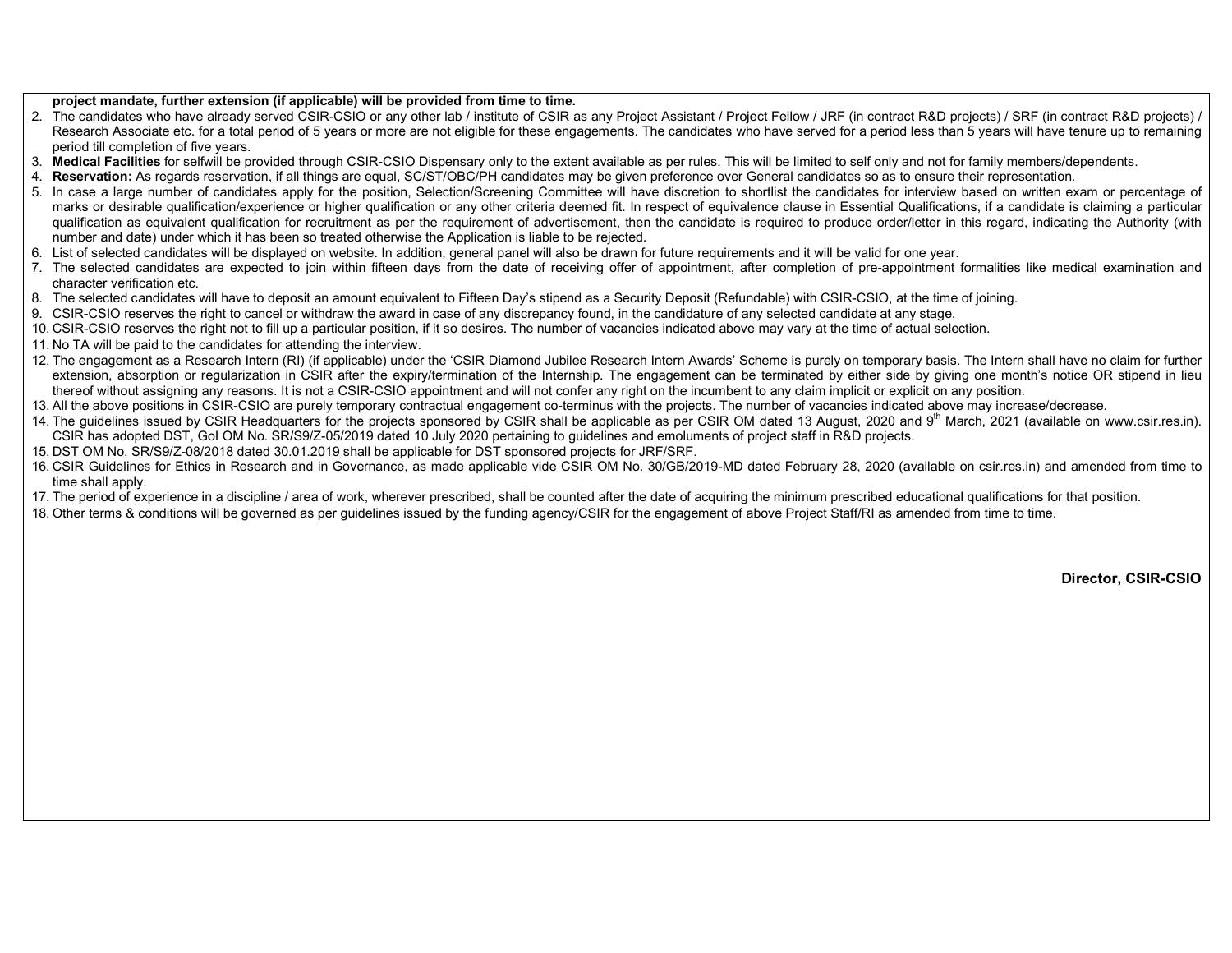**project mandate, further extension (if applicable) will be provided from time to time.**

2. The candidates who have already served CSIR-CSIO or any other lab / institute of CSIR as any Project Assistant / Project Fellow / JRF (in contract R&D projects) / SRF (in contract R&D projects) / Research Associate etc. for a total period of 5 years or more are not eligible for these engagements. The candidates who have served for a period less than 5 years will have tenure up to remaining period till completion of five years.
3. **Medical Facilities** for selfwill be provided through CSIR-CSIO Dispensary only to the extent available as per rules. This will be limited to self only and not for family members/dependents.
4. **Reservation:** As regards reservation, if all things are equal, SC/ST/OBC/PH candidates may be given preference over General candidates so as to ensure their representation.
5. In case a large number of candidates apply for the position, Selection/Screening Committee will have discretion to shortlist the candidates for interview based on written exam or percentage of marks or desirable qualification/experience or higher qualification or any other criteria deemed fit. In respect of equivalence clause in Essential Qualifications, if a candidate is claiming a particular qualification as equivalent qualification for recruitment as per the requirement of advertisement, then the candidate is required to produce order/letter in this regard, indicating the Authority (with number and date) under which it has been so treated otherwise the Application is liable to be rejected.
6. List of selected candidates will be displayed on website. In addition, general panel will also be drawn for future requirements and it will be valid for one year.
7. The selected candidates are expected to join within fifteen days from the date of receiving offer of appointment, after completion of pre-appointment formalities like medical examination and character verification etc.
8. The selected candidates will have to deposit an amount equivalent to Fifteen Day's stipend as a Security Deposit (Refundable) with CSIR-CSIO, at the time of joining.
9. CSIR-CSIO reserves the right to cancel or withdraw the award in case of any discrepancy found, in the candidature of any selected candidate at any stage.
10. CSIR-CSIO reserves the right not to fill up a particular position, if it so desires. The number of vacancies indicated above may vary at the time of actual selection.
11. No TA will be paid to the candidates for attending the interview.
12. The engagement as a Research Intern (RI) (if applicable) under the 'CSIR Diamond Jubilee Research Intern Awards' Scheme is purely on temporary basis. The Intern shall have no claim for further extension, absorption or regularization in CSIR after the expiry/termination of the Internship. The engagement can be terminated by either side by giving one month's notice OR stipend in lieu thereof without assigning any reasons. It is not a CSIR-CSIO appointment and will not confer any right on the incumbent to any claim implicit or explicit on any position.
13. All the above positions in CSIR-CSIO are purely temporary contractual engagement co-terminus with the projects. The number of vacancies indicated above may increase/decrease.
14. The guidelines issued by CSIR Headquarters for the projects sponsored by CSIR shall be applicable as per CSIR OM dated 13 August, 2020 and 9th March, 2021 (available on www.csir.res.in). CSIR has adopted DST, GoI OM No. SR/S9/Z-05/2019 dated 10 July 2020 pertaining to guidelines and emoluments of project staff in R&D projects.
15. DST OM No. SR/S9/Z-08/2018 dated 30.01.2019 shall be applicable for DST sponsored projects for JRF/SRF.
16. CSIR Guidelines for Ethics in Research and in Governance, as made applicable vide CSIR OM No. 30/GB/2019-MD dated February 28, 2020 (available on csir.res.in) and amended from time to time shall apply.
17. The period of experience in a discipline / area of work, wherever prescribed, shall be counted after the date of acquiring the minimum prescribed educational qualifications for that position.
18. Other terms & conditions will be governed as per guidelines issued by the funding agency/CSIR for the engagement of above Project Staff/RI as amended from time to time.

**Director, CSIR-CSIO**